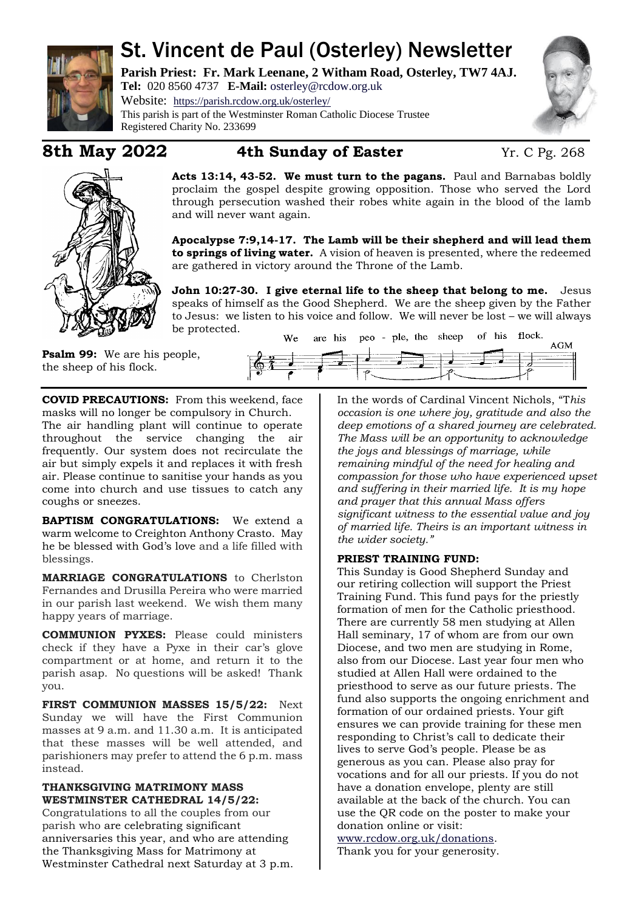# St. Vincent de Paul (Osterley) Newsletter

**Parish Priest: Fr. Mark Leenane, 2 Witham Road, Osterley, TW7 4AJ.**
**Tel:** 020 8560 4737 **E-Mail:** osterley@rcdow.org.uk
Website: https://parish.rcdow.org.uk/osterley/
This parish is part of the Westminster Roman Catholic Diocese Trustee
Registered Charity No. 233699

## 8th May 2022 — 4th Sunday of Easter — Yr. C Pg. 268

**Acts 13:14, 43-52. We must turn to the pagans.** Paul and Barnabas boldly proclaim the gospel despite growing opposition. Those who served the Lord through persecution washed their robes white again in the blood of the lamb and will never want again.

**Apocalypse 7:9,14-17. The Lamb will be their shepherd and will lead them to springs of living water.** A vision of heaven is presented, where the redeemed are gathered in victory around the Throne of the Lamb.

**John 10:27-30. I give eternal life to the sheep that belong to me.** Jesus speaks of himself as the Good Shepherd. We are the sheep given by the Father to Jesus: we listen to his voice and follow. We will never be lost – we will always be protected.

**Psalm 99:** We are his people, the sheep of his flock.

We are his peo - ple, the sheep of his flock. AGM

**COVID PRECAUTIONS:** From this weekend, face masks will no longer be compulsory in Church. The air handling plant will continue to operate throughout the service changing the air frequently. Our system does not recirculate the air but simply expels it and replaces it with fresh air. Please continue to sanitise your hands as you come into church and use tissues to catch any coughs or sneezes.

**BAPTISM CONGRATULATIONS:** We extend a warm welcome to Creighton Anthony Crasto. May he be blessed with God's love and a life filled with blessings.

**MARRIAGE CONGRATULATIONS** to Cherlston Fernandes and Drusilla Pereira who were married in our parish last weekend. We wish them many happy years of marriage.

**COMMUNION PYXES:** Please could ministers check if they have a Pyxe in their car's glove compartment or at home, and return it to the parish asap. No questions will be asked! Thank you.

**FIRST COMMUNION MASSES 15/5/22:** Next Sunday we will have the First Communion masses at 9 a.m. and 11.30 a.m. It is anticipated that these masses will be well attended, and parishioners may prefer to attend the 6 p.m. mass instead.

**THANKSGIVING MATRIMONY MASS WESTMINSTER CATHEDRAL 14/5/22:**
Congratulations to all the couples from our parish who are celebrating significant anniversaries this year, and who are attending the Thanksgiving Mass for Matrimony at Westminster Cathedral next Saturday at 3 p.m. In the words of Cardinal Vincent Nichols, "T*his occasion is one where joy, gratitude and also the deep emotions of a shared journey are celebrated. The Mass will be an opportunity to acknowledge the joys and blessings of marriage, while remaining mindful of the need for healing and compassion for those who have experienced upset and suffering in their married life. It is my hope and prayer that this annual Mass offers significant witness to the essential value and joy of married life. Theirs is an important witness in the wider society."*

**PRIEST TRAINING FUND:**
This Sunday is Good Shepherd Sunday and our retiring collection will support the Priest Training Fund. This fund pays for the priestly formation of men for the Catholic priesthood. There are currently 58 men studying at Allen Hall seminary, 17 of whom are from our own Diocese, and two men are studying in Rome, also from our Diocese. Last year four men who studied at Allen Hall were ordained to the priesthood to serve as our future priests. The fund also supports the ongoing enrichment and formation of our ordained priests. Your gift ensures we can provide training for these men responding to Christ's call to dedicate their lives to serve God's people. Please be as generous as you can. Please also pray for vocations and for all our priests. If you do not have a donation envelope, plenty are still available at the back of the church. You can use the QR code on the poster to make your donation online or visit:
www.rcdow.org.uk/donations.
Thank you for your generosity.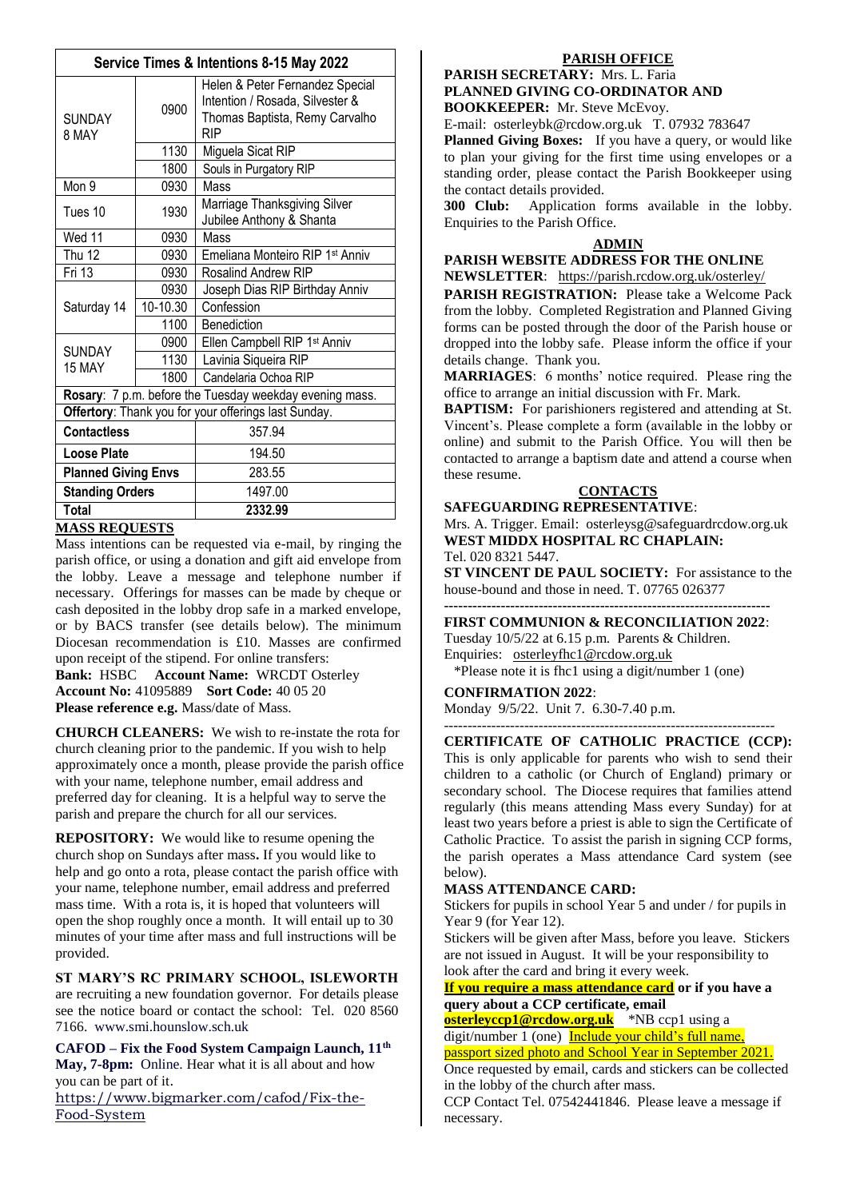| Service Times & Intentions 8-15 May 2022 | | |
|---|---|---|
| SUNDAY 8 MAY | 0900 | Helen & Peter Fernandez Special Intention / Rosada, Silvester & Thomas Baptista, Remy Carvalho RIP |
| | 1130 | Miguela Sicat RIP |
| | 1800 | Souls in Purgatory RIP |
| Mon 9 | 0930 | Mass |
| Tues 10 | 1930 | Marriage Thanksgiving Silver Jubilee Anthony & Shanta |
| Wed 11 | 0930 | Mass |
| Thu 12 | 0930 | Emeliana Monteiro RIP 1st Anniv |
| Fri 13 | 0930 | Rosalind Andrew RIP |
| Saturday 14 | 0930 | Joseph Dias RIP Birthday Anniv |
| | 10-10.30 | Confession |
| | 1100 | Benediction |
| SUNDAY 15 MAY | 0900 | Ellen Campbell RIP 1st Anniv |
| | 1130 | Lavinia Siqueira RIP |
| | 1800 | Candelaria Ochoa RIP |

**Rosary**: 7 p.m. before the Tuesday weekday evening mass.

**Offertory**: Thank you for your offerings last Sunday.

| | |
|---|---|
| **Contactless** | 357.94 |
| **Loose Plate** | 194.50 |
| **Planned Giving Envs** | 283.55 |
| **Standing Orders** | 1497.00 |
| **Total** | **2332.99** |

## MASS REQUESTS

Mass intentions can be requested via e-mail, by ringing the parish office, or using a donation and gift aid envelope from the lobby. Leave a message and telephone number if necessary. Offerings for masses can be made by cheque or cash deposited in the lobby drop safe in a marked envelope, or by BACS transfer (see details below). The minimum Diocesan recommendation is £10. Masses are confirmed upon receipt of the stipend. For online transfers:

**Bank:** HSBC **Account Name:** WRCDT Osterley
**Account No:** 41095889 **Sort Code:** 40 05 20
**Please reference e.g.** Mass/date of Mass.

**CHURCH CLEANERS:** We wish to re-instate the rota for church cleaning prior to the pandemic. If you wish to help approximately once a month, please provide the parish office with your name, telephone number, email address and preferred day for cleaning. It is a helpful way to serve the parish and prepare the church for all our services.

**REPOSITORY:** We would like to resume opening the church shop on Sundays after mass**.** If you would like to help and go onto a rota, please contact the parish office with your name, telephone number, email address and preferred mass time. With a rota is, it is hoped that volunteers will open the shop roughly once a month. It will entail up to 30 minutes of your time after mass and full instructions will be provided.

**ST MARY'S RC PRIMARY SCHOOL, ISLEWORTH** are recruiting a new foundation governor. For details please see the notice board or contact the school: Tel. 020 8560 7166. www.smi.hounslow.sch.uk

**CAFOD – Fix the Food System Campaign Launch, 11th May, 7-8pm:** Online. Hear what it is all about and how you can be part of it.
https://www.bigmarker.com/cafod/Fix-the-Food-System

## PARISH OFFICE

**PARISH SECRETARY:** Mrs. L. Faria
**PLANNED GIVING CO-ORDINATOR AND BOOKKEEPER:** Mr. Steve McEvoy.
E-mail: osterleybk@rcdow.org.uk T. 07932 783647

**Planned Giving Boxes:** If you have a query, or would like to plan your giving for the first time using envelopes or a standing order, please contact the Parish Bookkeeper using the contact details provided.

**300 Club:** Application forms available in the lobby. Enquiries to the Parish Office.

## ADMIN

**PARISH WEBSITE ADDRESS FOR THE ONLINE NEWSLETTER**: https://parish.rcdow.org.uk/osterley/

**PARISH REGISTRATION:** Please take a Welcome Pack from the lobby. Completed Registration and Planned Giving forms can be posted through the door of the Parish house or dropped into the lobby safe. Please inform the office if your details change. Thank you.

**MARRIAGES**: 6 months' notice required. Please ring the office to arrange an initial discussion with Fr. Mark.

**BAPTISM:** For parishioners registered and attending at St. Vincent's. Please complete a form (available in the lobby or online) and submit to the Parish Office. You will then be contacted to arrange a baptism date and attend a course when these resume.

## CONTACTS

**SAFEGUARDING REPRESENTATIVE**:
Mrs. A. Trigger. Email: osterleysg@safeguardrcdow.org.uk

**WEST MIDDX HOSPITAL RC CHAPLAIN:**
Tel. 020 8321 5447.

**ST VINCENT DE PAUL SOCIETY:** For assistance to the house-bound and those in need. T. 07765 026377

---

**FIRST COMMUNION & RECONCILIATION 2022**:
Tuesday 10/5/22 at 6.15 p.m. Parents & Children.
Enquiries: osterleyfhc1@rcdow.org.uk
*Please note it is fhc1 using a digit/number 1 (one)

**CONFIRMATION 2022**:
Monday 9/5/22. Unit 7. 6.30-7.40 p.m.

---

**CERTIFICATE OF CATHOLIC PRACTICE (CCP):** This is only applicable for parents who wish to send their children to a catholic (or Church of England) primary or secondary school. The Diocese requires that families attend regularly (this means attending Mass every Sunday) for at least two years before a priest is able to sign the Certificate of Catholic Practice. To assist the parish in signing CCP forms, the parish operates a Mass attendance Card system (see below).

**MASS ATTENDANCE CARD:**
Stickers for pupils in school Year 5 and under / for pupils in Year 9 (for Year 12).

Stickers will be given after Mass, before you leave. Stickers are not issued in August. It will be your responsibility to look after the card and bring it every week.

**If you require a mass attendance card or if you have a query about a CCP certificate, email osterleyccp1@rcdow.org.uk** *NB ccp1 using a digit/number 1 (one) Include your child's full name, passport sized photo and School Year in September 2021.

Once requested by email, cards and stickers can be collected in the lobby of the church after mass.

CCP Contact Tel. 07542441846. Please leave a message if necessary.